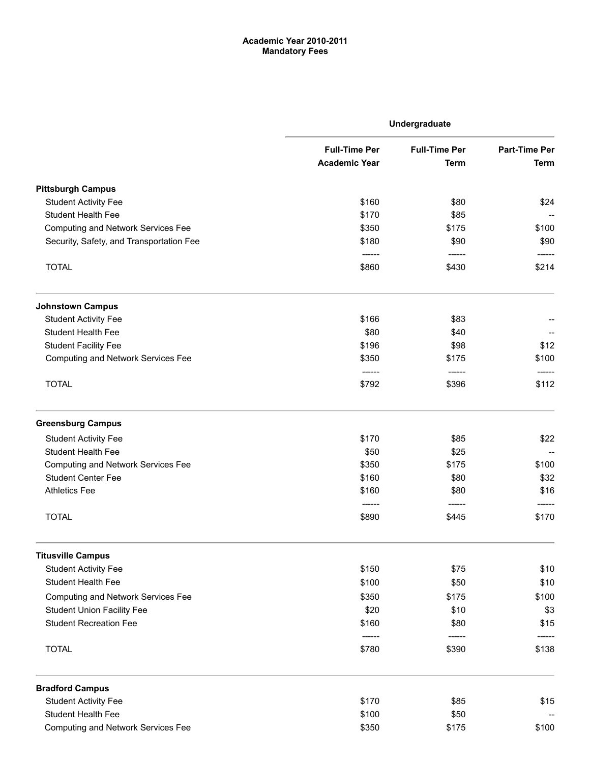**Academic Year 2010-2011**
**Mandatory Fees**

| | Undergraduate | | |
|---|---|---|---|
| | Full-Time Per Academic Year | Full-Time Per Term | Part-Time Per Term |
| **Pittsburgh Campus** | | | |
| Student Activity Fee | $160 | $80 | $24 |
| Student Health Fee | $170 | $85 | -- |
| Computing and Network Services Fee | $350 | $175 | $100 |
| Security, Safety, and Transportation Fee | $180 | $90 | $90 |
| | ------ | ------ | ------ |
| TOTAL | $860 | $430 | $214 |
| **Johnstown Campus** | | | |
| Student Activity Fee | $166 | $83 | -- |
| Student Health Fee | $80 | $40 | -- |
| Student Facility Fee | $196 | $98 | $12 |
| Computing and Network Services Fee | $350 | $175 | $100 |
| | ------ | ------ | ------ |
| TOTAL | $792 | $396 | $112 |
| **Greensburg Campus** | | | |
| Student Activity Fee | $170 | $85 | $22 |
| Student Health Fee | $50 | $25 | -- |
| Computing and Network Services Fee | $350 | $175 | $100 |
| Student Center Fee | $160 | $80 | $32 |
| Athletics Fee | $160 | $80 | $16 |
| | ------ | ------ | ------ |
| TOTAL | $890 | $445 | $170 |
| **Titusville Campus** | | | |
| Student Activity Fee | $150 | $75 | $10 |
| Student Health Fee | $100 | $50 | $10 |
| Computing and Network Services Fee | $350 | $175 | $100 |
| Student Union Facility Fee | $20 | $10 | $3 |
| Student Recreation Fee | $160 | $80 | $15 |
| | ------ | ------ | ------ |
| TOTAL | $780 | $390 | $138 |
| **Bradford Campus** | | | |
| Student Activity Fee | $170 | $85 | $15 |
| Student Health Fee | $100 | $50 | -- |
| Computing and Network Services Fee | $350 | $175 | $100 |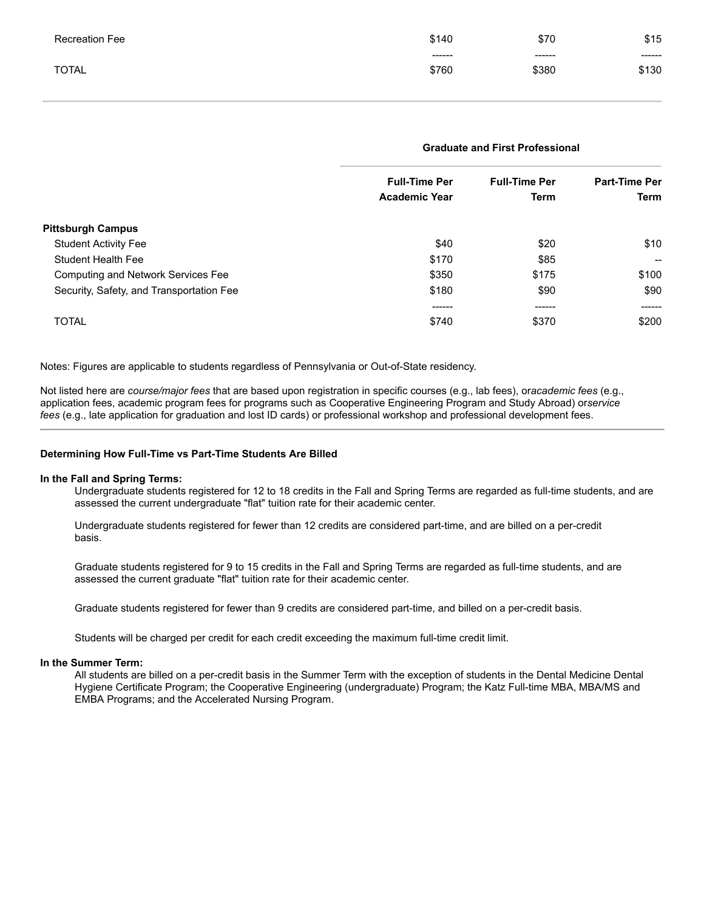| | | | |
|---|---|---|---|
| Recreation Fee | $140 | $70 | $15 |
| | ------ | ------ | ------ |
| TOTAL | $760 | $380 | $130 |

| | Graduate and First Professional | | |
|---|---|---|---|
| | **Full-Time Per Academic Year** | **Full-Time Per Term** | **Part-Time Per Term** |
| **Pittsburgh Campus** | | | |
| Student Activity Fee | $40 | $20 | $10 |
| Student Health Fee | $170 | $85 | -- |
| Computing and Network Services Fee | $350 | $175 | $100 |
| Security, Safety, and Transportation Fee | $180 | $90 | $90 |
| | ------ | ------ | ------ |
| TOTAL | $740 | $370 | $200 |

Notes: Figures are applicable to students regardless of Pennsylvania or Out-of-State residency.

Not listed here are *course/major fees* that are based upon registration in specific courses (e.g., lab fees), or*academic fees* (e.g., application fees, academic program fees for programs such as Cooperative Engineering Program and Study Abroad) or*service fees* (e.g., late application for graduation and lost ID cards) or professional workshop and professional development fees.

---

**Determining How Full-Time vs Part-Time Students Are Billed**

**In the Fall and Spring Terms:**

Undergraduate students registered for 12 to 18 credits in the Fall and Spring Terms are regarded as full-time students, and are assessed the current undergraduate "flat" tuition rate for their academic center.

Undergraduate students registered for fewer than 12 credits are considered part-time, and are billed on a per-credit basis.

Graduate students registered for 9 to 15 credits in the Fall and Spring Terms are regarded as full-time students, and are assessed the current graduate "flat" tuition rate for their academic center.

Graduate students registered for fewer than 9 credits are considered part-time, and billed on a per-credit basis.

Students will be charged per credit for each credit exceeding the maximum full-time credit limit.

**In the Summer Term:**

All students are billed on a per-credit basis in the Summer Term with the exception of students in the Dental Medicine Dental Hygiene Certificate Program; the Cooperative Engineering (undergraduate) Program; the Katz Full-time MBA, MBA/MS and EMBA Programs; and the Accelerated Nursing Program.